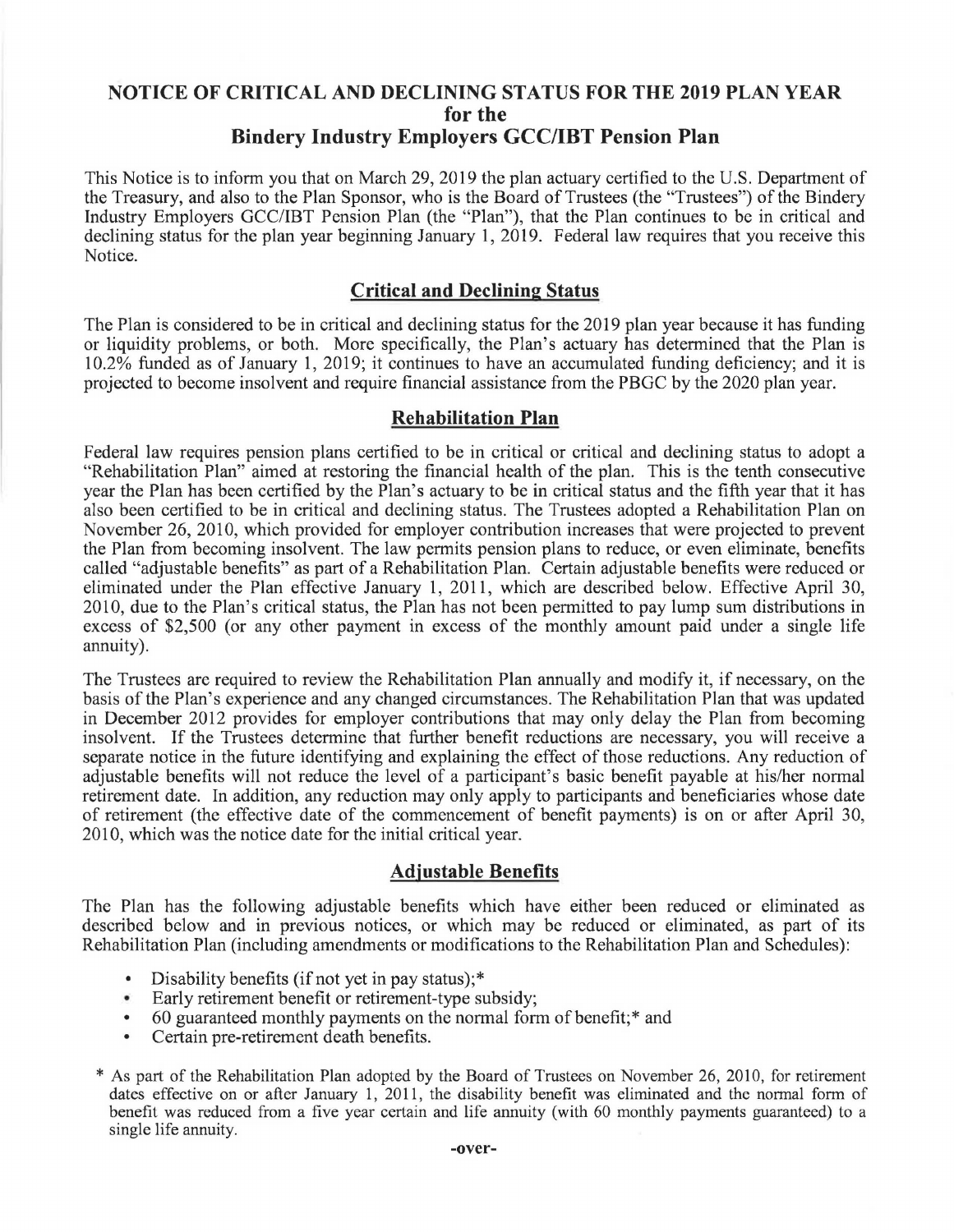# NOTICE OF CRITICAL AND DECLINING STATUS FOR THE 2019 PLAN YEAR for the Bindery Industry Employers GCC/IBT Pension Plan

This Notice is to inform you that on March 29, 2019 the plan actuary certified to the U.S. Department of the Treasury, and also to the Plan Sponsor, who is the Board of Trustees (the "Trustees") of the Bindery Industry Employers GCC/IBT Pension Plan (the "Plan"), that the Plan continues to be in critical and declining status for the plan year beginning January 1, 2019. Federal law requires that you receive this Notice.

## Critical and Declining Status

The Plan is considered to be in critical and declining status for the 2019 plan year because it has funding or liquidity problems, or both. More specifically, the Plan's actuary has determined that the Plan is 10.2% funded as of January 1, 2019; it continues to have an accumulated funding deficiency; and it is projected to become insolvent and require financial assistance from the PBGC by the 2020 plan year.

## Rehabilitation Plan

Federal law requires pension plans certified to be in critical or critical and declining status to adopt a "Rehabilitation Plan" aimed at restoring the financial health of the plan. This is the tenth consecutive year the Plan has been certified by the Plan's actuary to be in critical status and the fifth year that it has also been certified to be in critical and declining status. The Trustees adopted a Rehabilitation Plan on November 26, 2010, which provided for employer contribution increases that were projected to prevent the Plan from becoming insolvent. The law permits pension plans to reduce, or even eliminate, benefits called "adjustable benefits" as part of a Rehabilitation Plan. Certain adjustable benefits were reduced or eliminated under the Plan effective January 1, 2011, which are described below. Effective April 30, 2010, due to the Plan's critical status, the Plan has not been permitted to pay lump sum distributions in excess of $2,500 (or any other payment in excess of the monthly amount paid under a single life annuity).

The Trustees are required to review the Rehabilitation Plan annually and modify it, if necessary, on the basis of the Plan's experience and any changed circumstances. The Rehabilitation Plan that was updated in December 2012 provides for employer contributions that may only delay the Plan from becoming insolvent. If the Trustees determine that further benefit reductions are necessary, you will receive a separate notice in the future identifying and explaining the effect of those reductions. Any reduction of adjustable benefits will not reduce the level of a participant's basic benefit payable at his/her normal retirement date. In addition, any reduction may only apply to participants and beneficiaries whose date of retirement (the effective date of the commencement of benefit payments) is on or after April 30, 2010, which was the notice date for the initial critical year.

## Adjustable Benefits

The Plan has the following adjustable benefits which have either been reduced or eliminated as described below and in previous notices, or which may be reduced or eliminated, as part of its Rehabilitation Plan (including amendments or modifications to the Rehabilitation Plan and Schedules):

- Disability benefits (if not yet in pay status);*
- Early retirement benefit or retirement-type subsidy;
- 60 guaranteed monthly payments on the normal form of benefit;* and
- Certain pre-retirement death benefits.

\* As part of the Rehabilitation Plan adopted by the Board of Trustees on November 26, 2010, for retirement dates effective on or after January 1, 2011, the disability benefit was eliminated and the normal form of benefit was reduced from a five year certain and life annuity (with 60 monthly payments guaranteed) to a single life annuity.

-over-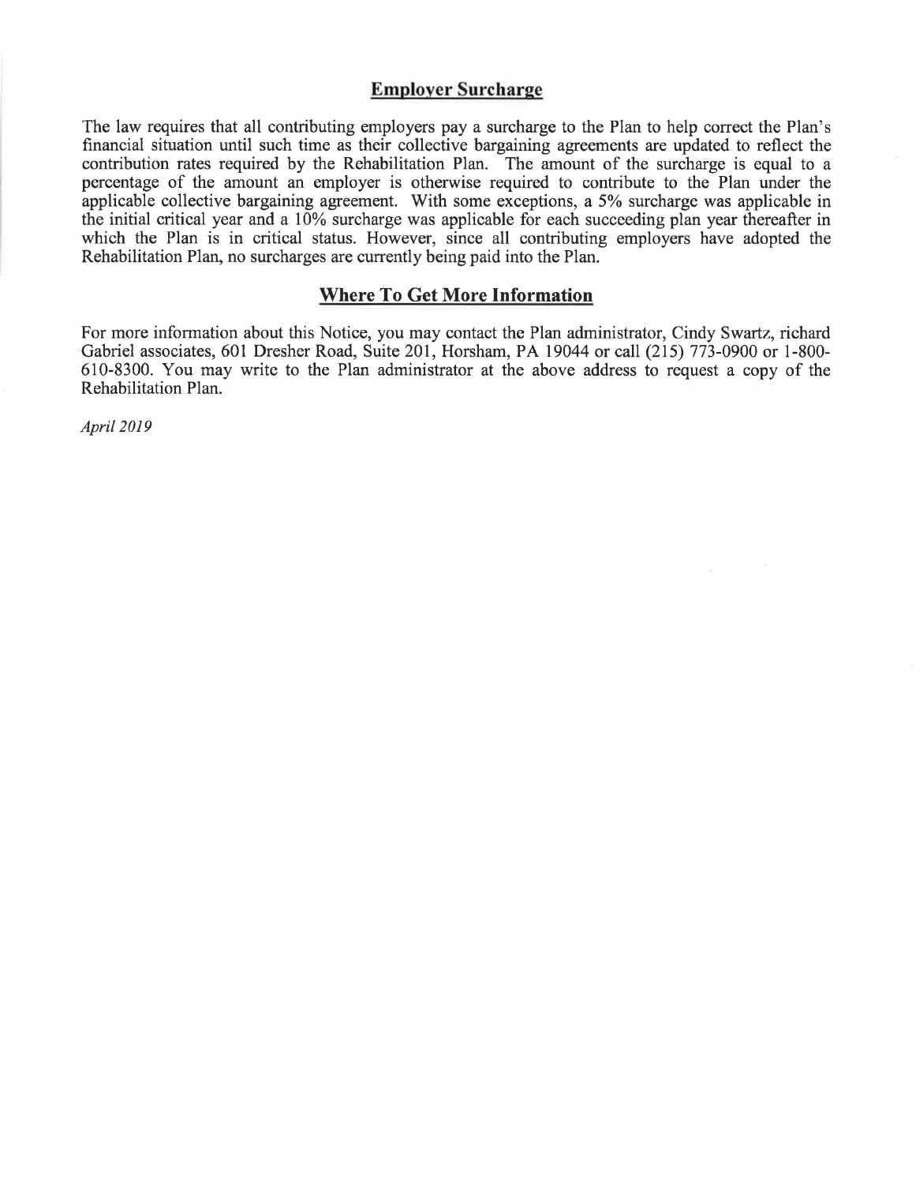## Employer Surcharge

The law requires that all contributing employers pay a surcharge to the Plan to help correct the Plan's financial situation until such time as their collective bargaining agreements are updated to reflect the contribution rates required by the Rehabilitation Plan. The amount of the surcharge is equal to a percentage of the amount an employer is otherwise required to contribute to the Plan under the applicable collective bargaining agreement. With some exceptions, a 5% surcharge was applicable in the initial critical year and a 10% surcharge was applicable for each succeeding plan year thereafter in which the Plan is in critical status. However, since all contributing employers have adopted the Rehabilitation Plan, no surcharges are currently being paid into the Plan.

## Where To Get More Information

For more information about this Notice, you may contact the Plan administrator, Cindy Swartz, richard Gabriel associates, 601 Dresher Road, Suite 201, Horsham, PA 19044 or call (215) 773-0900 or 1-800-610-8300. You may write to the Plan administrator at the above address to request a copy of the Rehabilitation Plan.

*April 2019*